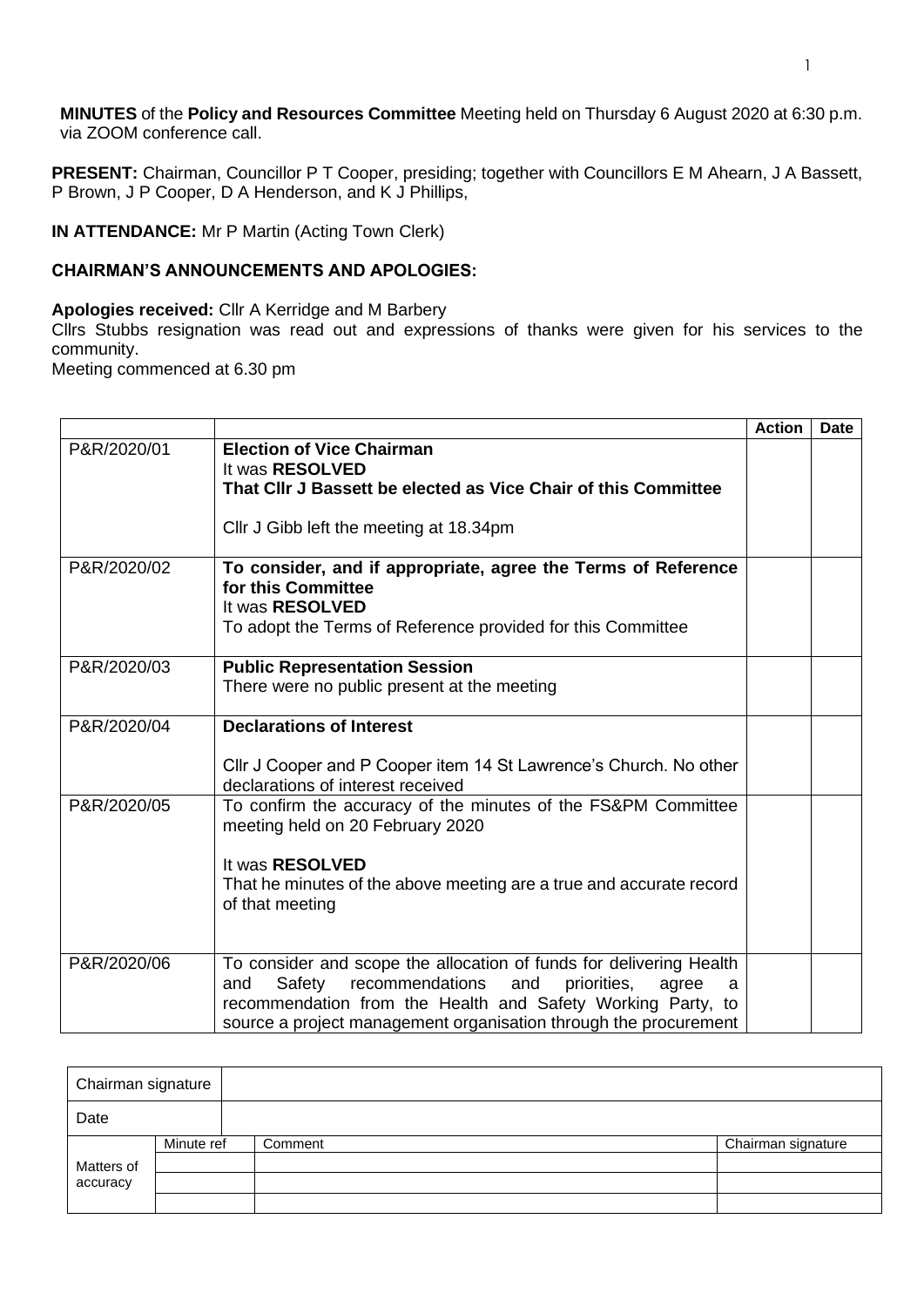**MINUTES** of the **Policy and Resources Committee** Meeting held on Thursday 6 August 2020 at 6:30 p.m. via ZOOM conference call.

**PRESENT:** Chairman, Councillor P T Cooper, presiding; together with Councillors E M Ahearn, J A Bassett, P Brown, J P Cooper, D A Henderson, and K J Phillips,

**IN ATTENDANCE:** Mr P Martin (Acting Town Clerk)

**CHAIRMAN'S ANNOUNCEMENTS AND APOLOGIES:**

**Apologies received:** Cllr A Kerridge and M Barbery

Cllrs Stubbs resignation was read out and expressions of thanks were given for his services to the community.

Meeting commenced at 6.30 pm

| | | Action | Date |
|---|---|---|---|
| P&R/2020/01 | **Election of Vice Chairman**<br>It was **RESOLVED**<br>**That Cllr J Bassett be elected as Vice Chair of this Committee**<br><br>Cllr J Gibb left the meeting at 18.34pm | | |
| P&R/2020/02 | **To consider, and if appropriate, agree the Terms of Reference for this Committee**<br>It was **RESOLVED**<br>To adopt the Terms of Reference provided for this Committee | | |
| P&R/2020/03 | **Public Representation Session**<br>There were no public present at the meeting | | |
| P&R/2020/04 | **Declarations of Interest**<br><br>Cllr J Cooper and P Cooper item 14 St Lawrence's Church. No other declarations of interest received | | |
| P&R/2020/05 | To confirm the accuracy of the minutes of the FS&PM Committee meeting held on 20 February 2020<br><br>It was **RESOLVED**<br>That he minutes of the above meeting are a true and accurate record of that meeting | | |
| P&R/2020/06 | To consider and scope the allocation of funds for delivering Health and Safety recommendations and priorities, agree a recommendation from the Health and Safety Working Party, to source a project management organisation through the procurement | | |

| Chairman signature | | | |
|---|---|---|---|
| Date | | | |
| Matters of accuracy | Minute ref | Comment | Chairman signature |
| | | | |
| | | | |
| | | | |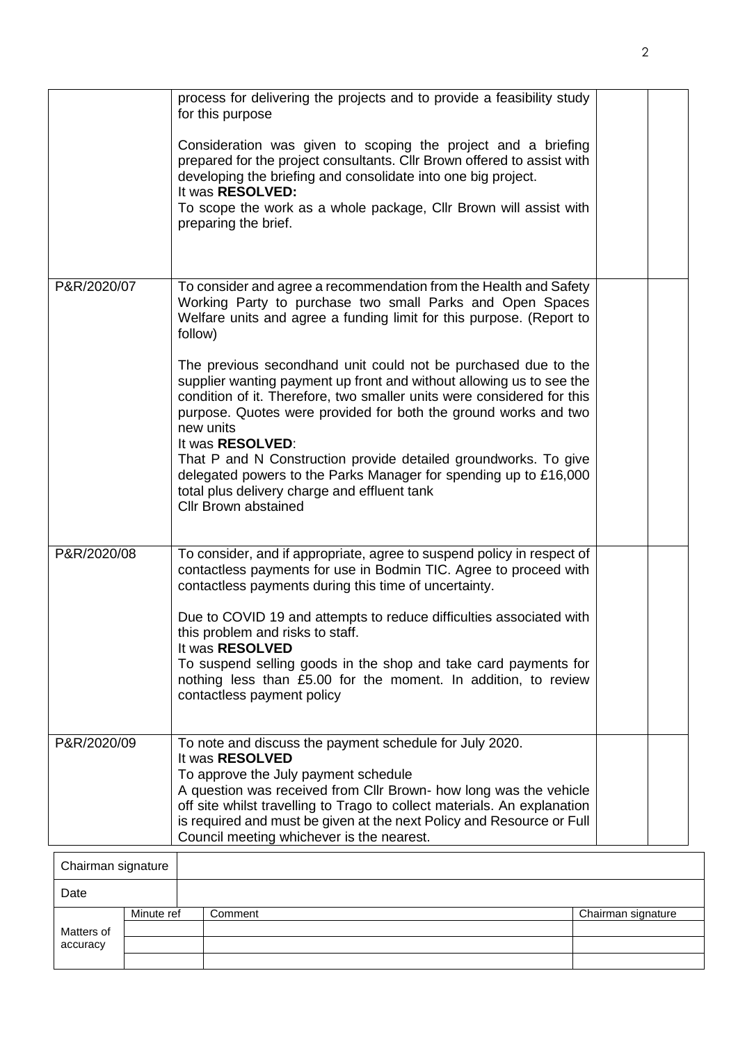| | | | |
|---|---|---|---|
| | process for delivering the projects and to provide a feasibility study for this purpose<br><br>Consideration was given to scoping the project and a briefing prepared for the project consultants. Cllr Brown offered to assist with developing the briefing and consolidate into one big project.<br>It was **RESOLVED:**<br>To scope the work as a whole package, Cllr Brown will assist with preparing the brief. | | |
| P&R/2020/07 | To consider and agree a recommendation from the Health and Safety Working Party to purchase two small Parks and Open Spaces Welfare units and agree a funding limit for this purpose. (Report to follow)<br><br>The previous secondhand unit could not be purchased due to the supplier wanting payment up front and without allowing us to see the condition of it. Therefore, two smaller units were considered for this purpose. Quotes were provided for both the ground works and two new units<br>It was **RESOLVED**:<br>That P and N Construction provide detailed groundworks. To give delegated powers to the Parks Manager for spending up to £16,000 total plus delivery charge and effluent tank<br>Cllr Brown abstained | | |
| P&R/2020/08 | To consider, and if appropriate, agree to suspend policy in respect of contactless payments for use in Bodmin TIC. Agree to proceed with contactless payments during this time of uncertainty.<br><br>Due to COVID 19 and attempts to reduce difficulties associated with this problem and risks to staff.<br>It was **RESOLVED**<br>To suspend selling goods in the shop and take card payments for nothing less than £5.00 for the moment. In addition, to review contactless payment policy | | |
| P&R/2020/09 | To note and discuss the payment schedule for July 2020.<br>It was **RESOLVED**<br>To approve the July payment schedule<br>A question was received from Cllr Brown- how long was the vehicle off site whilst travelling to Trago to collect materials. An explanation is required and must be given at the next Policy and Resource or Full Council meeting whichever is the nearest. | | |

| Chairman signature | | | |
|---|---|---|---|
| Date | | | |
| Matters of accuracy | Minute ref | Comment | Chairman signature |
| | | | |
| | | | |
| | | | |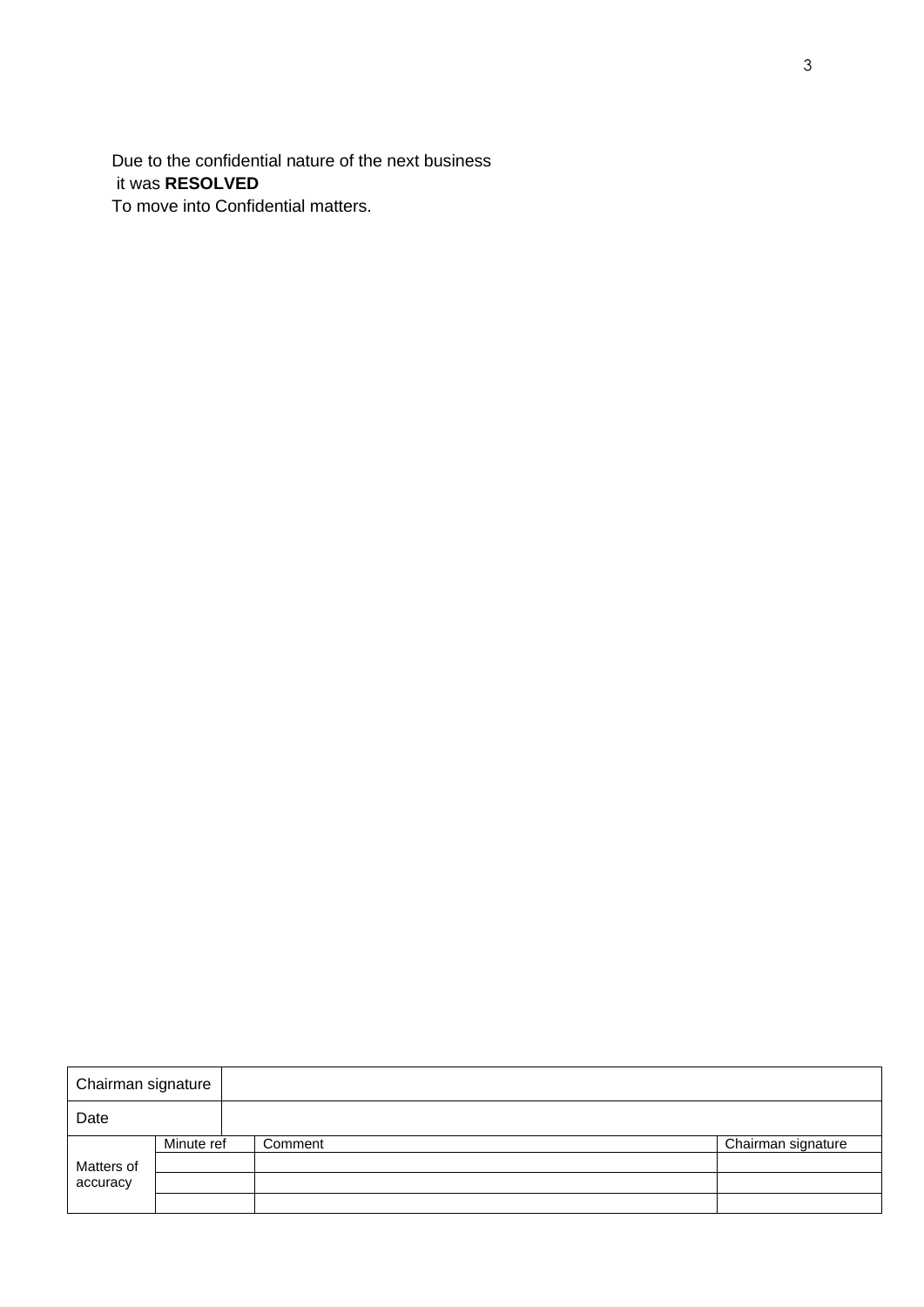Due to the confidential nature of the next business
it was **RESOLVED**
To move into Confidential matters.

| Chairman signature | | | |
|---|---|---|---|
| Date | | | |
| Matters of accuracy | Minute ref | Comment | Chairman signature |
| | | | |
| | | | |
| | | | |